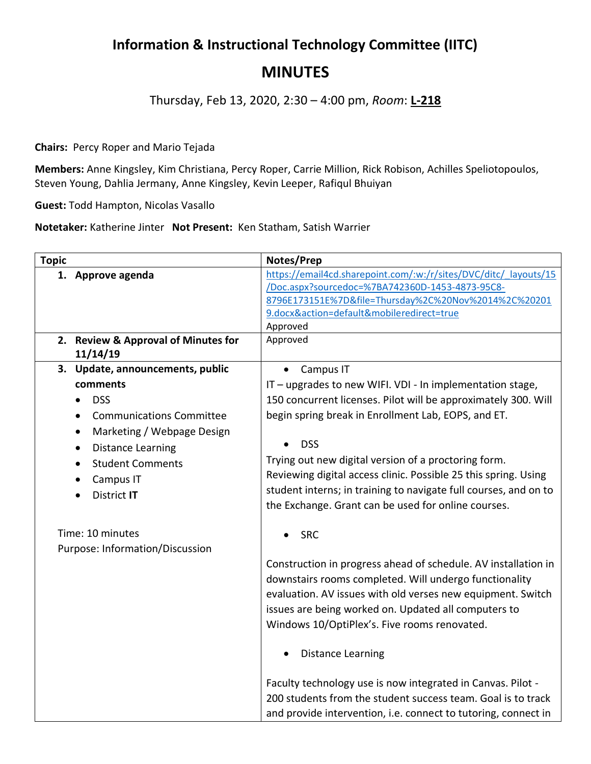# Information & Instructional Technology Committee (IITC)

# MINUTES

Thursday, Feb 13, 2020, 2:30 – 4:00 pm, *Room*: **L-218**

**Chairs:** Percy Roper and Mario Tejada

**Members:** Anne Kingsley, Kim Christiana, Percy Roper, Carrie Million, Rick Robison, Achilles Speliotopoulos, Steven Young, Dahlia Jermany, Anne Kingsley, Kevin Leeper, Rafiqul Bhuiyan

**Guest:** Todd Hampton, Nicolas Vasallo

**Notetaker:** Katherine Jinter **Not Present:** Ken Statham, Satish Warrier

| Topic | Notes/Prep |
|---|---|
| **1. Approve agenda** | https://email4cd.sharepoint.com/:w:/r/sites/DVC/ditc/_layouts/15/Doc.aspx?sourcedoc=%7BA742360D-1453-4873-95C8-8796E173151E%7D&file=Thursday%2C%20Nov%2014%2C%202019.docx&action=default&mobileredirect=true<br>Approved |
| **2. Review & Approval of Minutes for 11/14/19** | Approved |
| **3. Update, announcements, public comments**<br>• DSS<br>• Communications Committee<br>• Marketing / Webpage Design<br>• Distance Learning<br>• Student Comments<br>• Campus IT<br>• District **IT**<br><br>Time: 10 minutes<br>Purpose: Information/Discussion | • Campus IT<br>IT – upgrades to new WIFI. VDI - In implementation stage, 150 concurrent licenses. Pilot will be approximately 300. Will begin spring break in Enrollment Lab, EOPS, and ET.<br><br>• DSS<br>Trying out new digital version of a proctoring form. Reviewing digital access clinic. Possible 25 this spring. Using student interns; in training to navigate full courses, and on to the Exchange. Grant can be used for online courses.<br><br>• SRC<br><br>Construction in progress ahead of schedule. AV installation in downstairs rooms completed. Will undergo functionality evaluation. AV issues with old verses new equipment. Switch issues are being worked on. Updated all computers to Windows 10/OptiPlex's. Five rooms renovated.<br><br>• Distance Learning<br><br>Faculty technology use is now integrated in Canvas. Pilot - 200 students from the student success team. Goal is to track and provide intervention, i.e. connect to tutoring, connect in |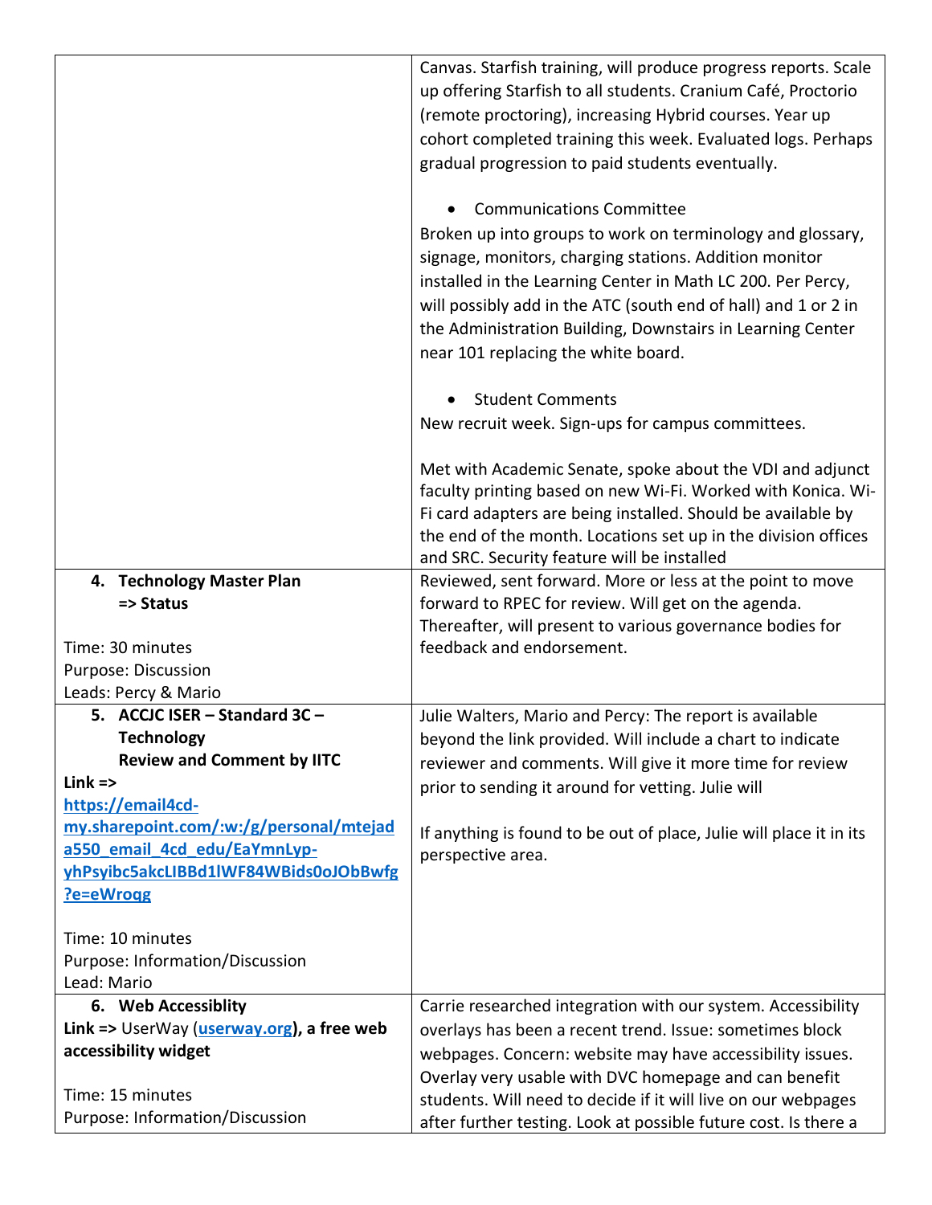| | |
|---|---|
| | Canvas. Starfish training, will produce progress reports. Scale up offering Starfish to all students. Cranium Café, Proctorio (remote proctoring), increasing Hybrid courses. Year up cohort completed training this week. Evaluated logs. Perhaps gradual progression to paid students eventually.<br><br>• Communications Committee<br>Broken up into groups to work on terminology and glossary, signage, monitors, charging stations. Addition monitor installed in the Learning Center in Math LC 200. Per Percy, will possibly add in the ATC (south end of hall) and 1 or 2 in the Administration Building, Downstairs in Learning Center near 101 replacing the white board.<br><br>• Student Comments<br>New recruit week. Sign-ups for campus committees.<br><br>Met with Academic Senate, spoke about the VDI and adjunct faculty printing based on new Wi-Fi. Worked with Konica. Wi-Fi card adapters are being installed. Should be available by the end of the month. Locations set up in the division offices and SRC. Security feature will be installed |
| **4. Technology Master Plan**<br>**=> Status**<br><br>Time: 30 minutes<br>Purpose: Discussion<br>Leads: Percy & Mario | Reviewed, sent forward. More or less at the point to move forward to RPEC for review. Will get on the agenda. Thereafter, will present to various governance bodies for feedback and endorsement. |
| **5. ACCJC ISER – Standard 3C – Technology**<br>**Review and Comment by IITC**<br>**Link =>** [https://email4cd-my.sharepoint.com/:w:/g/personal/mtejada550_email_4cd_edu/EaYmnLyp-yhPsyibc5akcLIBBd1lWF84WBids0oJObBwfg?e=eWroqg](https://email4cd-my.sharepoint.com/:w:/g/personal/mtejada550_email_4cd_edu/EaYmnLyp-yhPsyibc5akcLIBBd1lWF84WBids0oJObBwfg?e=eWroqg)<br><br>Time: 10 minutes<br>Purpose: Information/Discussion<br>Lead: Mario | Julie Walters, Mario and Percy: The report is available beyond the link provided. Will include a chart to indicate reviewer and comments. Will give it more time for review prior to sending it around for vetting. Julie will<br><br>If anything is found to be out of place, Julie will place it in its perspective area. |
| **6. Web Accessiblity**<br>**Link =>** UserWay ([userway.org](https://userway.org)), **a free web accessibility widget**<br><br>Time: 15 minutes<br>Purpose: Information/Discussion | Carrie researched integration with our system. Accessibility overlays has been a recent trend. Issue: sometimes block webpages. Concern: website may have accessibility issues. Overlay very usable with DVC homepage and can benefit students. Will need to decide if it will live on our webpages after further testing. Look at possible future cost. Is there a |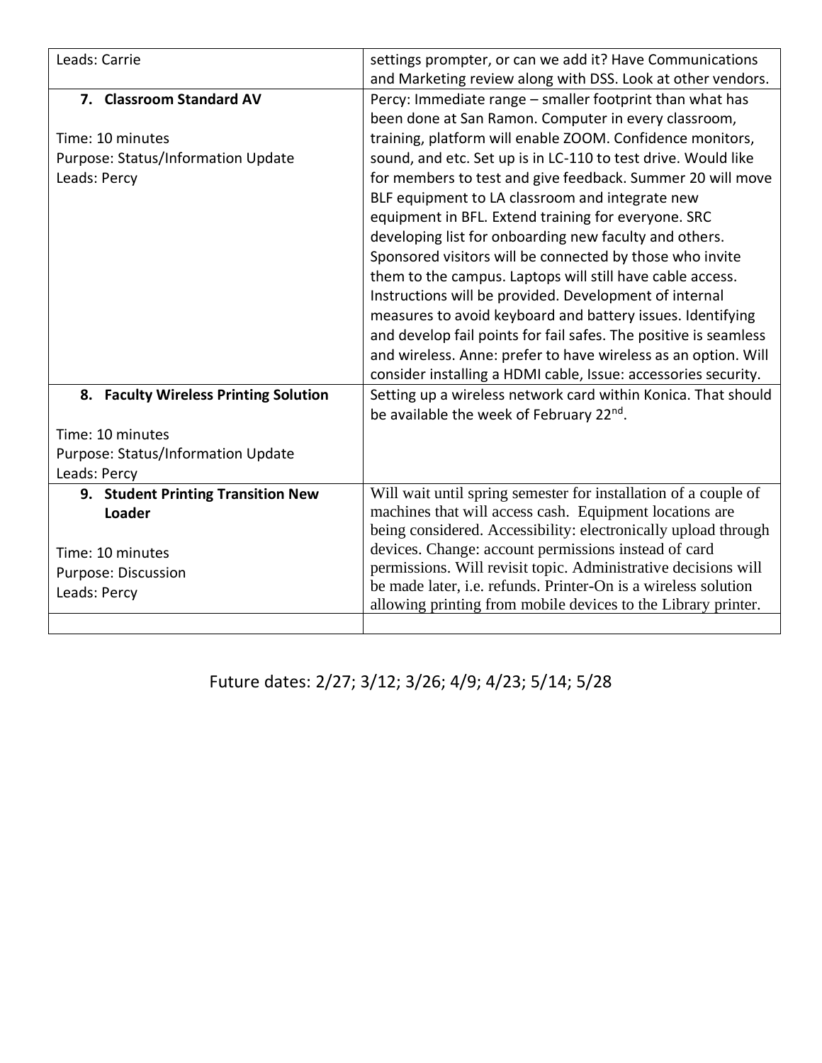| | |
|---|---|
| Leads: Carrie | settings prompter, or can we add it? Have Communications and Marketing review along with DSS. Look at other vendors. |
| **7. Classroom Standard AV**<br><br>Time: 10 minutes<br>Purpose: Status/Information Update<br>Leads: Percy | Percy: Immediate range – smaller footprint than what has been done at San Ramon. Computer in every classroom, training, platform will enable ZOOM. Confidence monitors, sound, and etc. Set up is in LC-110 to test drive. Would like for members to test and give feedback. Summer 20 will move BLF equipment to LA classroom and integrate new equipment in BFL. Extend training for everyone. SRC developing list for onboarding new faculty and others. Sponsored visitors will be connected by those who invite them to the campus. Laptops will still have cable access. Instructions will be provided. Development of internal measures to avoid keyboard and battery issues. Identifying and develop fail points for fail safes. The positive is seamless and wireless. Anne: prefer to have wireless as an option. Will consider installing a HDMI cable, Issue: accessories security. |
| **8. Faculty Wireless Printing Solution**<br><br>Time: 10 minutes<br>Purpose: Status/Information Update<br>Leads: Percy | Setting up a wireless network card within Konica. That should be available the week of February 22nd. |
| **9. Student Printing Transition New Loader**<br><br>Time: 10 minutes<br>Purpose: Discussion<br>Leads: Percy | Will wait until spring semester for installation of a couple of machines that will access cash. Equipment locations are being considered. Accessibility: electronically upload through devices. Change: account permissions instead of card permissions. Will revisit topic. Administrative decisions will be made later, i.e. refunds. Printer-On is a wireless solution allowing printing from mobile devices to the Library printer. |
| | |

Future dates: 2/27; 3/12; 3/26; 4/9; 4/23; 5/14; 5/28